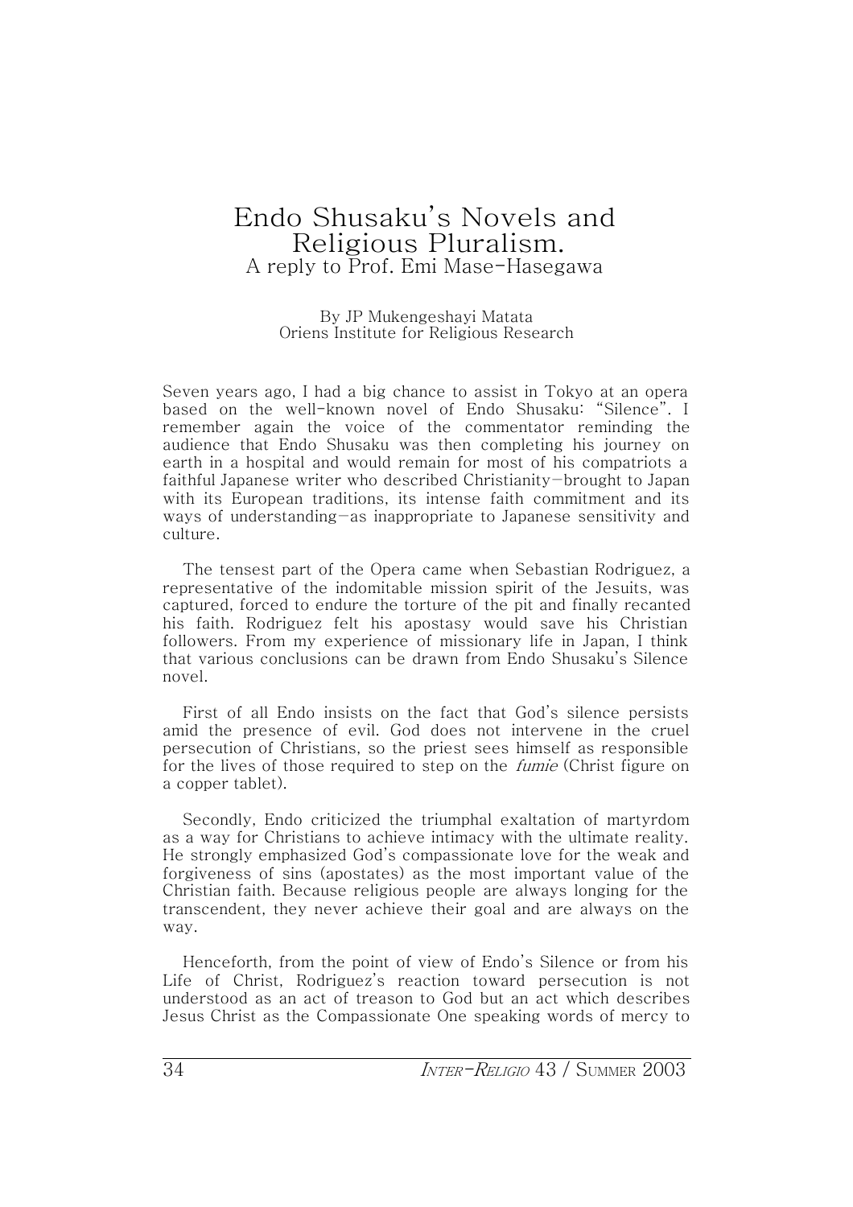# Endo Shusaku's Novels and Religious Pluralism.

A reply to Prof. Emi Mase-Hasegawa

By JP Mukengeshayi Matata
Oriens Institute for Religious Research

Seven years ago, I had a big chance to assist in Tokyo at an opera based on the well-known novel of Endo Shusaku: "Silence". I remember again the voice of the commentator reminding the audience that Endo Shusaku was then completing his journey on earth in a hospital and would remain for most of his compatriots a faithful Japanese writer who described Christianity—brought to Japan with its European traditions, its intense faith commitment and its ways of understanding—as inappropriate to Japanese sensitivity and culture.

The tensest part of the Opera came when Sebastian Rodriguez, a representative of the indomitable mission spirit of the Jesuits, was captured, forced to endure the torture of the pit and finally recanted his faith. Rodriguez felt his apostasy would save his Christian followers. From my experience of missionary life in Japan, I think that various conclusions can be drawn from Endo Shusaku's Silence novel.

First of all Endo insists on the fact that God's silence persists amid the presence of evil. God does not intervene in the cruel persecution of Christians, so the priest sees himself as responsible for the lives of those required to step on the *fumie* (Christ figure on a copper tablet).

Secondly, Endo criticized the triumphal exaltation of martyrdom as a way for Christians to achieve intimacy with the ultimate reality. He strongly emphasized God's compassionate love for the weak and forgiveness of sins (apostates) as the most important value of the Christian faith. Because religious people are always longing for the transcendent, they never achieve their goal and are always on the way.

Henceforth, from the point of view of Endo's Silence or from his Life of Christ, Rodriguez's reaction toward persecution is not understood as an act of treason to God but an act which describes Jesus Christ as the Compassionate One speaking words of mercy to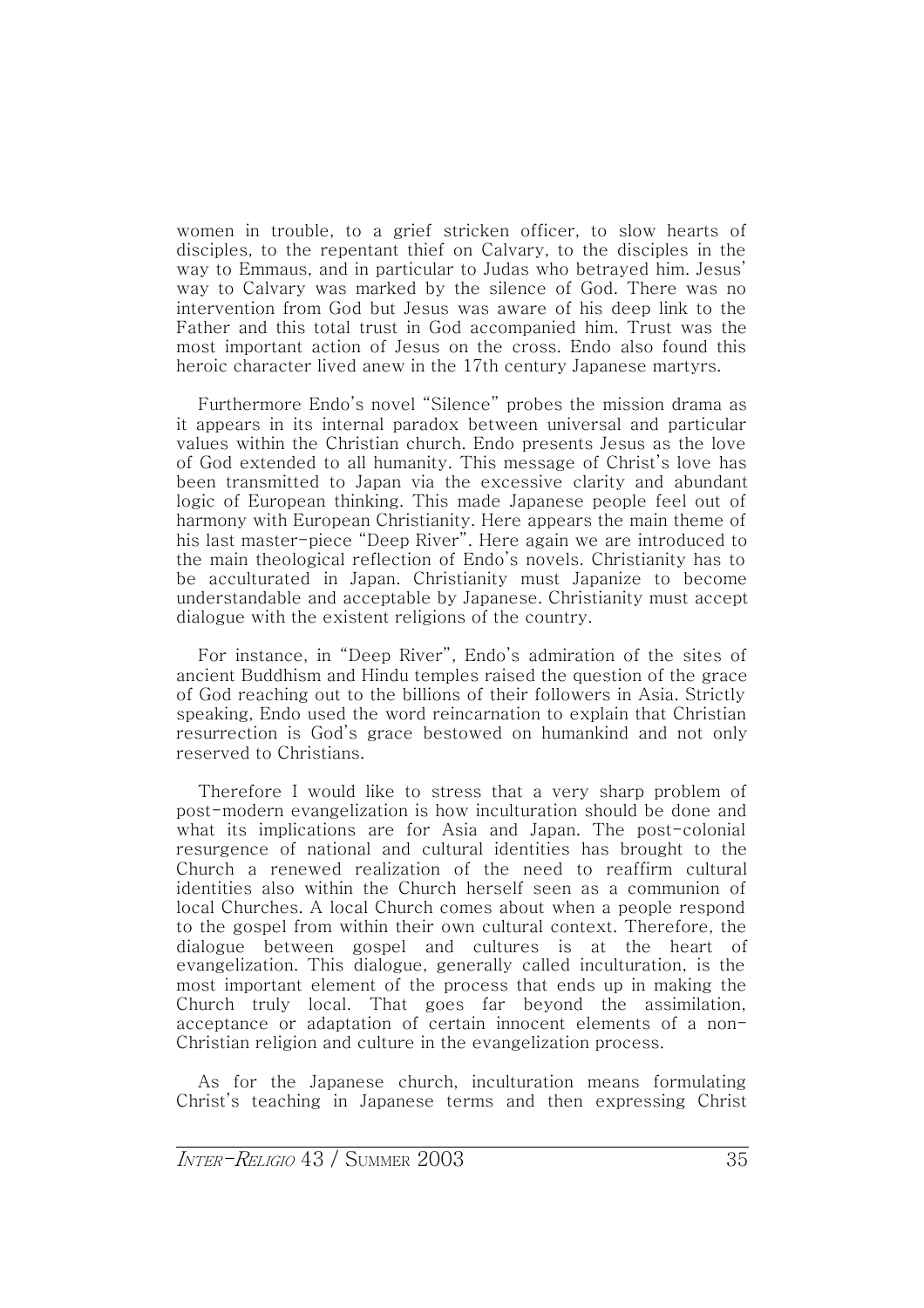women in trouble, to a grief stricken officer, to slow hearts of disciples, to the repentant thief on Calvary, to the disciples in the way to Emmaus, and in particular to Judas who betrayed him. Jesus' way to Calvary was marked by the silence of God. There was no intervention from God but Jesus was aware of his deep link to the Father and this total trust in God accompanied him. Trust was the most important action of Jesus on the cross. Endo also found this heroic character lived anew in the 17th century Japanese martyrs.

Furthermore Endo's novel "Silence" probes the mission drama as it appears in its internal paradox between universal and particular values within the Christian church. Endo presents Jesus as the love of God extended to all humanity. This message of Christ's love has been transmitted to Japan via the excessive clarity and abundant logic of European thinking. This made Japanese people feel out of harmony with European Christianity. Here appears the main theme of his last master-piece "Deep River". Here again we are introduced to the main theological reflection of Endo's novels. Christianity has to be acculturated in Japan. Christianity must Japanize to become understandable and acceptable by Japanese. Christianity must accept dialogue with the existent religions of the country.

For instance, in "Deep River", Endo's admiration of the sites of ancient Buddhism and Hindu temples raised the question of the grace of God reaching out to the billions of their followers in Asia. Strictly speaking, Endo used the word reincarnation to explain that Christian resurrection is God's grace bestowed on humankind and not only reserved to Christians.

Therefore I would like to stress that a very sharp problem of post-modern evangelization is how inculturation should be done and what its implications are for Asia and Japan. The post-colonial resurgence of national and cultural identities has brought to the Church a renewed realization of the need to reaffirm cultural identities also within the Church herself seen as a communion of local Churches. A local Church comes about when a people respond to the gospel from within their own cultural context. Therefore, the dialogue between gospel and cultures is at the heart of evangelization. This dialogue, generally called inculturation, is the most important element of the process that ends up in making the Church truly local. That goes far beyond the assimilation, acceptance or adaptation of certain innocent elements of a non-Christian religion and culture in the evangelization process.

As for the Japanese church, inculturation means formulating Christ's teaching in Japanese terms and then expressing Christ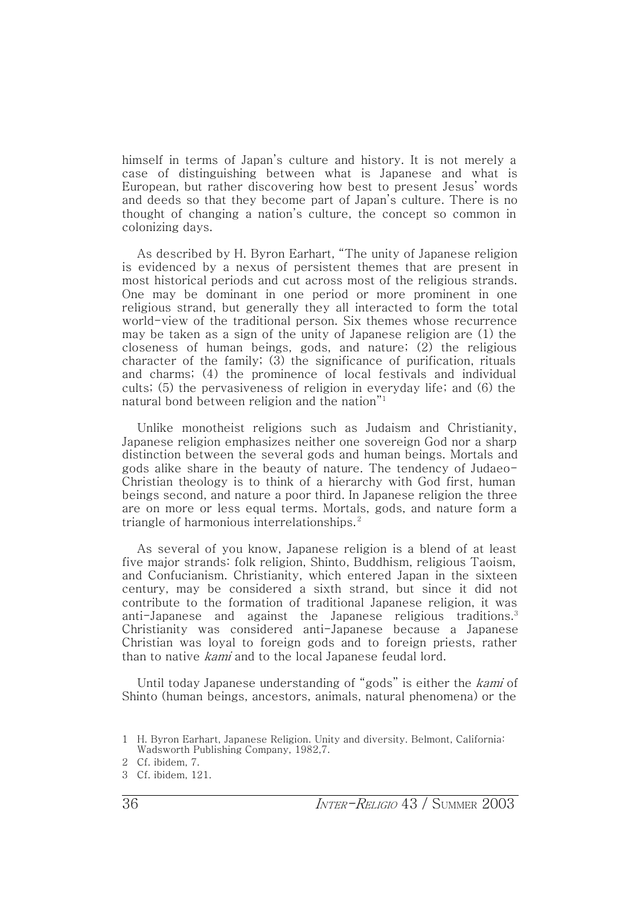himself in terms of Japan's culture and history. It is not merely a case of distinguishing between what is Japanese and what is European, but rather discovering how best to present Jesus' words and deeds so that they become part of Japan's culture. There is no thought of changing a nation's culture, the concept so common in colonizing days.

As described by H. Byron Earhart, "The unity of Japanese religion is evidenced by a nexus of persistent themes that are present in most historical periods and cut across most of the religious strands. One may be dominant in one period or more prominent in one religious strand, but generally they all interacted to form the total world-view of the traditional person. Six themes whose recurrence may be taken as a sign of the unity of Japanese religion are (1) the closeness of human beings, gods, and nature; (2) the religious character of the family; (3) the significance of purification, rituals and charms; (4) the prominence of local festivals and individual cults; (5) the pervasiveness of religion in everyday life; and (6) the natural bond between religion and the nation"[1]

Unlike monotheist religions such as Judaism and Christianity, Japanese religion emphasizes neither one sovereign God nor a sharp distinction between the several gods and human beings. Mortals and gods alike share in the beauty of nature. The tendency of Judaeo-Christian theology is to think of a hierarchy with God first, human beings second, and nature a poor third. In Japanese religion the three are on more or less equal terms. Mortals, gods, and nature form a triangle of harmonious interrelationships.[2]

As several of you know, Japanese religion is a blend of at least five major strands: folk religion, Shinto, Buddhism, religious Taoism, and Confucianism. Christianity, which entered Japan in the sixteen century, may be considered a sixth strand, but since it did not contribute to the formation of traditional Japanese religion, it was anti-Japanese and against the Japanese religious traditions.[3] Christianity was considered anti-Japanese because a Japanese Christian was loyal to foreign gods and to foreign priests, rather than to native *kami* and to the local Japanese feudal lord.

Until today Japanese understanding of "gods" is either the *kami* of Shinto (human beings, ancestors, animals, natural phenomena) or the

---

1 H. Byron Earhart, Japanese Religion. Unity and diversity. Belmont, California: Wadsworth Publishing Company, 1982,7.

2 Cf. ibidem, 7.

3 Cf. ibidem, 121.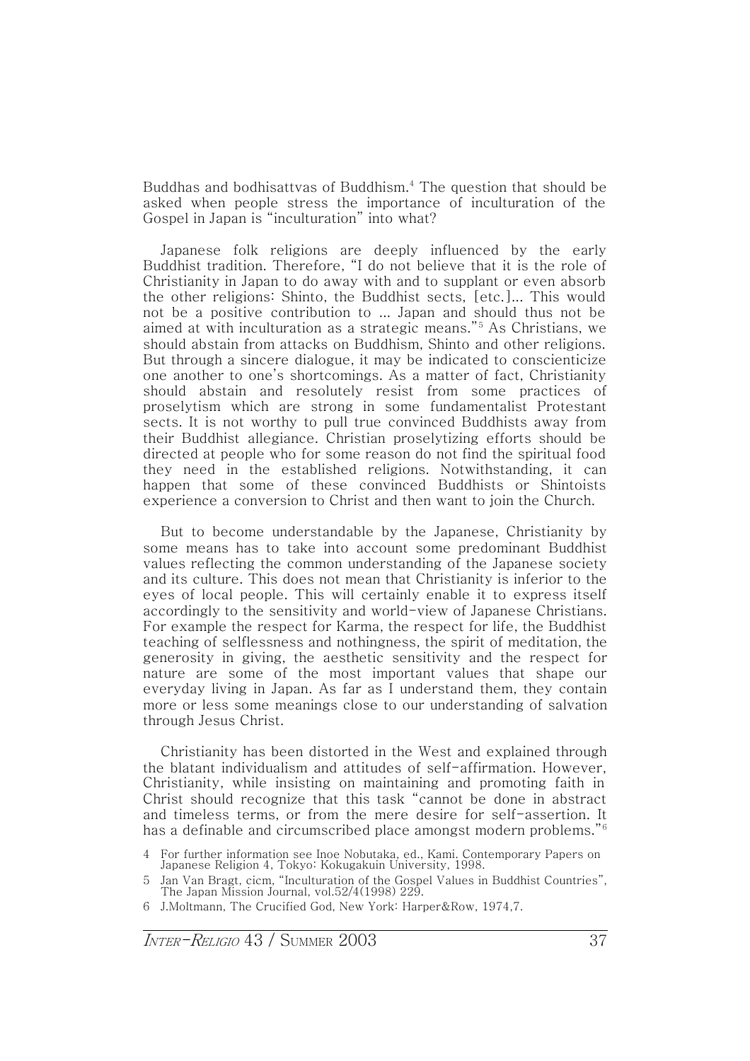Buddhas and bodhisattvas of Buddhism.[4] The question that should be asked when people stress the importance of inculturation of the Gospel in Japan is "inculturation" into what?

Japanese folk religions are deeply influenced by the early Buddhist tradition. Therefore, "I do not believe that it is the role of Christianity in Japan to do away with and to supplant or even absorb the other religions: Shinto, the Buddhist sects, [etc.]... This would not be a positive contribution to ... Japan and should thus not be aimed at with inculturation as a strategic means."[5] As Christians, we should abstain from attacks on Buddhism, Shinto and other religions. But through a sincere dialogue, it may be indicated to conscienticize one another to one's shortcomings. As a matter of fact, Christianity should abstain and resolutely resist from some practices of proselytism which are strong in some fundamentalist Protestant sects. It is not worthy to pull true convinced Buddhists away from their Buddhist allegiance. Christian proselytizing efforts should be directed at people who for some reason do not find the spiritual food they need in the established religions. Notwithstanding, it can happen that some of these convinced Buddhists or Shintoists experience a conversion to Christ and then want to join the Church.

But to become understandable by the Japanese, Christianity by some means has to take into account some predominant Buddhist values reflecting the common understanding of the Japanese society and its culture. This does not mean that Christianity is inferior to the eyes of local people. This will certainly enable it to express itself accordingly to the sensitivity and world-view of Japanese Christians. For example the respect for Karma, the respect for life, the Buddhist teaching of selflessness and nothingness, the spirit of meditation, the generosity in giving, the aesthetic sensitivity and the respect for nature are some of the most important values that shape our everyday living in Japan. As far as I understand them, they contain more or less some meanings close to our understanding of salvation through Jesus Christ.

Christianity has been distorted in the West and explained through the blatant individualism and attitudes of self-affirmation. However, Christianity, while insisting on maintaining and promoting faith in Christ should recognize that this task "cannot be done in abstract and timeless terms, or from the mere desire for self-assertion. It has a definable and circumscribed place amongst modern problems."[6]

4 For further information see Inoe Nobutaka, ed., Kami, Contemporary Papers on Japanese Religion 4, Tokyo: Kokugakuin University, 1998.

5 Jan Van Bragt, cicm, "Inculturation of the Gospel Values in Buddhist Countries", The Japan Mission Journal, vol.52/4(1998) 229.

6 J.Moltmann, The Crucified God, New York: Harper&Row, 1974,7.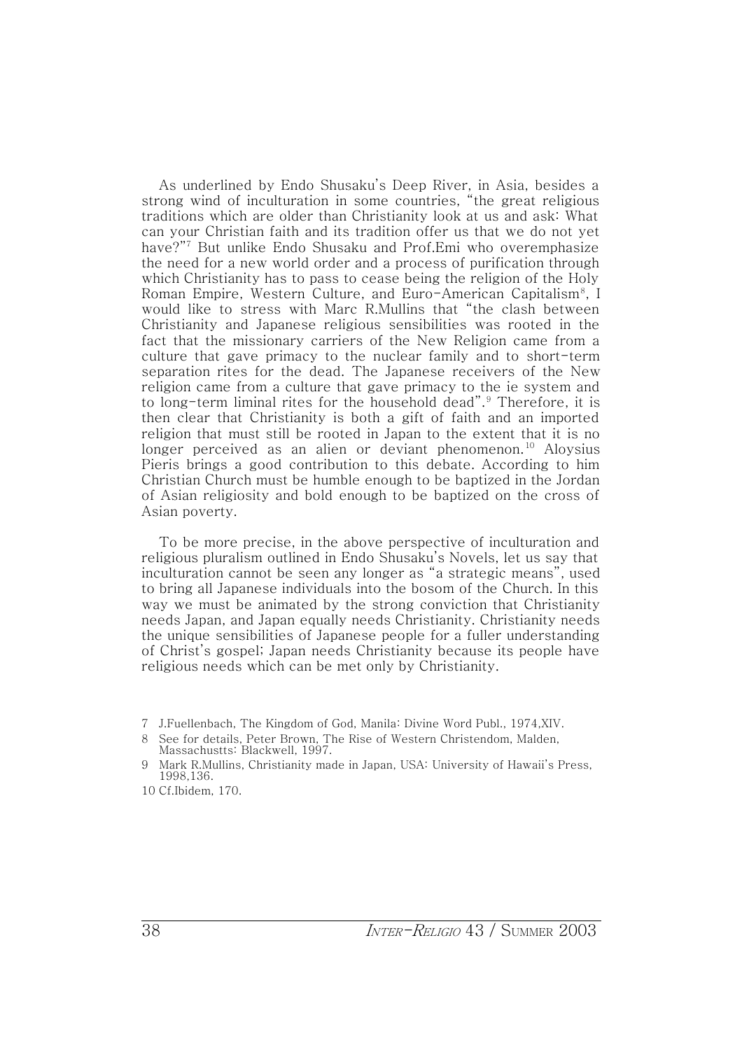As underlined by Endo Shusaku's Deep River, in Asia, besides a strong wind of inculturation in some countries, "the great religious traditions which are older than Christianity look at us and ask: What can your Christian faith and its tradition offer us that we do not yet have?"[7] But unlike Endo Shusaku and Prof.Emi who overemphasize the need for a new world order and a process of purification through which Christianity has to pass to cease being the religion of the Holy Roman Empire, Western Culture, and Euro-American Capitalism[8], I would like to stress with Marc R.Mullins that "the clash between Christianity and Japanese religious sensibilities was rooted in the fact that the missionary carriers of the New Religion came from a culture that gave primacy to the nuclear family and to short-term separation rites for the dead. The Japanese receivers of the New religion came from a culture that gave primacy to the ie system and to long-term liminal rites for the household dead".[9] Therefore, it is then clear that Christianity is both a gift of faith and an imported religion that must still be rooted in Japan to the extent that it is no longer perceived as an alien or deviant phenomenon.[10] Aloysius Pieris brings a good contribution to this debate. According to him Christian Church must be humble enough to be baptized in the Jordan of Asian religiosity and bold enough to be baptized on the cross of Asian poverty.

To be more precise, in the above perspective of inculturation and religious pluralism outlined in Endo Shusaku's Novels, let us say that inculturation cannot be seen any longer as "a strategic means", used to bring all Japanese individuals into the bosom of the Church. In this way we must be animated by the strong conviction that Christianity needs Japan, and Japan equally needs Christianity. Christianity needs the unique sensibilities of Japanese people for a fuller understanding of Christ's gospel; Japan needs Christianity because its people have religious needs which can be met only by Christianity.

7 J.Fuellenbach, The Kingdom of God, Manila: Divine Word Publ., 1974,XIV.

8 See for details, Peter Brown, The Rise of Western Christendom, Malden, Massachustts: Blackwell, 1997.

9 Mark R.Mullins, Christianity made in Japan, USA: University of Hawaii's Press, 1998,136.

10 Cf.Ibidem, 170.